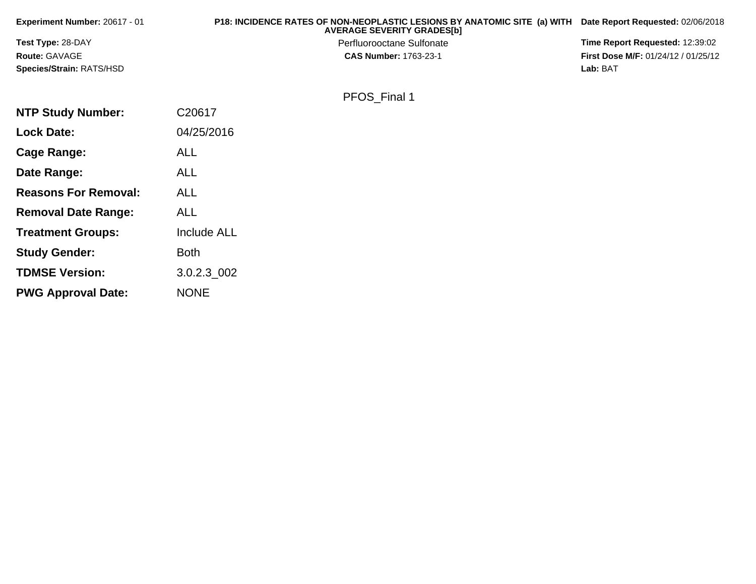**Experiment Number:** 20617 - 01

**Test Type:** 28-DAY

**Route:** GAVAGE

**Species/Strain:** RATS/HSD

**P18: INCIDENCE RATES OF NON-NEOPLASTIC LESIONS BY ANATOMIC SITE (a) WITH AVERAGE SEVERITY GRADES[b]**

Perfluorooctane Sulfonate

**CAS Number:** 1763-23-1

**Date Report Requested:** 02/06/2018

**Time Report Requested:** 12:39:02

**First Dose M/F:** 01/24/12 / 01/25/12

**Lab:** BAT

PFOS_Final 1

| | |
|---|---|
| **NTP Study Number:** | C20617 |
| **Lock Date:** | 04/25/2016 |
| **Cage Range:** | ALL |
| **Date Range:** | ALL |
| **Reasons For Removal:** | ALL |
| **Removal Date Range:** | ALL |
| **Treatment Groups:** | Include ALL |
| **Study Gender:** | Both |
| **TDMSE Version:** | 3.0.2.3_002 |
| **PWG Approval Date:** | NONE |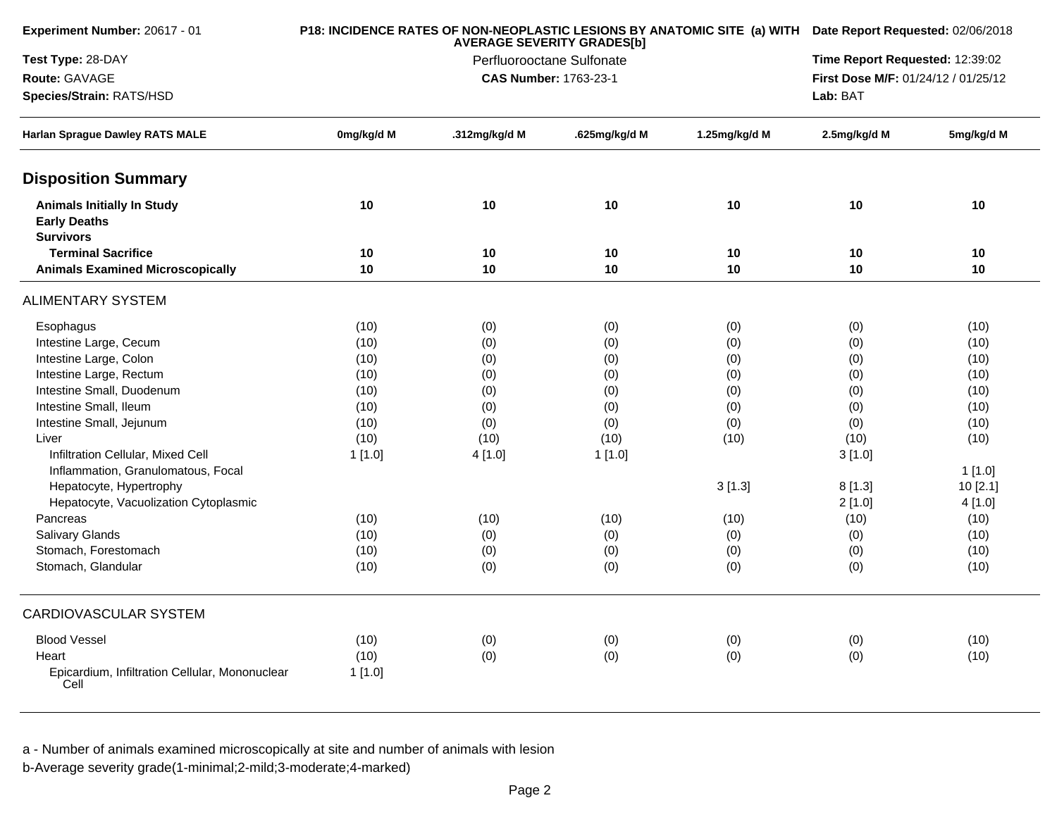**Experiment Number:** 20617 - 01
**Test Type:** 28-DAY
**Route:** GAVAGE
**Species/Strain:** RATS/HSD

**P18: INCIDENCE RATES OF NON-NEOPLASTIC LESIONS BY ANATOMIC SITE (a) WITH AVERAGE SEVERITY GRADES[b]**
Perfluorooctane Sulfonate
**CAS Number:** 1763-23-1

**Date Report Requested:** 02/06/2018
**Time Report Requested:** 12:39:02
**First Dose M/F:** 01/24/12 / 01/25/12
**Lab:** BAT

| Harlan Sprague Dawley RATS MALE | 0mg/kg/d M | .312mg/kg/d M | .625mg/kg/d M | 1.25mg/kg/d M | 2.5mg/kg/d M | 5mg/kg/d M |
|---|---|---|---|---|---|---|
| **Disposition Summary** | | | | | | |
| **Animals Initially In Study** | **10** | **10** | **10** | **10** | **10** | **10** |
| **Early Deaths** | | | | | | |
| **Survivors** | | | | | | |
| **Terminal Sacrifice** | **10** | **10** | **10** | **10** | **10** | **10** |
| **Animals Examined Microscopically** | **10** | **10** | **10** | **10** | **10** | **10** |
| ALIMENTARY SYSTEM | | | | | | |
| Esophagus | (10) | (0) | (0) | (0) | (0) | (10) |
| Intestine Large, Cecum | (10) | (0) | (0) | (0) | (0) | (10) |
| Intestine Large, Colon | (10) | (0) | (0) | (0) | (0) | (10) |
| Intestine Large, Rectum | (10) | (0) | (0) | (0) | (0) | (10) |
| Intestine Small, Duodenum | (10) | (0) | (0) | (0) | (0) | (10) |
| Intestine Small, Ileum | (10) | (0) | (0) | (0) | (0) | (10) |
| Intestine Small, Jejunum | (10) | (0) | (0) | (0) | (0) | (10) |
| Liver | (10) | (10) | (10) | (10) | (10) | (10) |
| Infiltration Cellular, Mixed Cell | 1 [1.0] | 4 [1.0] | 1 [1.0] | | 3 [1.0] | |
| Inflammation, Granulomatous, Focal | | | | | | 1 [1.0] |
| Hepatocyte, Hypertrophy | | | | 3 [1.3] | 8 [1.3] | 10 [2.1] |
| Hepatocyte, Vacuolization Cytoplasmic | | | | | 2 [1.0] | 4 [1.0] |
| Pancreas | (10) | (10) | (10) | (10) | (10) | (10) |
| Salivary Glands | (10) | (0) | (0) | (0) | (0) | (10) |
| Stomach, Forestomach | (10) | (0) | (0) | (0) | (0) | (10) |
| Stomach, Glandular | (10) | (0) | (0) | (0) | (0) | (10) |
| CARDIOVASCULAR SYSTEM | | | | | | |
| Blood Vessel | (10) | (0) | (0) | (0) | (0) | (10) |
| Heart | (10) | (0) | (0) | (0) | (0) | (10) |
| Epicardium, Infiltration Cellular, Mononuclear Cell | 1 [1.0] | | | | | |

a - Number of animals examined microscopically at site and number of animals with lesion
b-Average severity grade(1-minimal;2-mild;3-moderate;4-marked)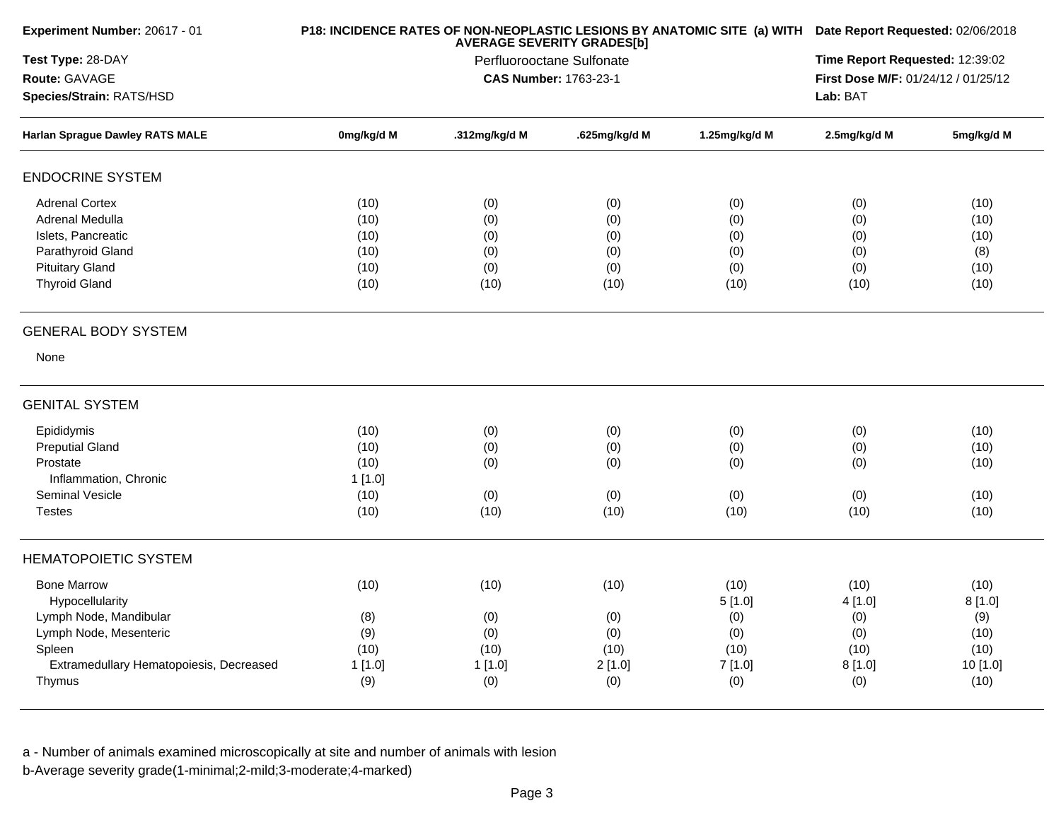**Experiment Number:** 20617 - 01

**Test Type:** 28-DAY

**Route:** GAVAGE

**Species/Strain:** RATS/HSD

**P18: INCIDENCE RATES OF NON-NEOPLASTIC LESIONS BY ANATOMIC SITE (a) WITH AVERAGE SEVERITY GRADES[b]**

Perfluorooctane Sulfonate

**CAS Number:** 1763-23-1

**Date Report Requested:** 02/06/2018

**Time Report Requested:** 12:39:02

**First Dose M/F:** 01/24/12 / 01/25/12

**Lab:** BAT

| Harlan Sprague Dawley RATS MALE | 0mg/kg/d M | .312mg/kg/d M | .625mg/kg/d M | 1.25mg/kg/d M | 2.5mg/kg/d M | 5mg/kg/d M |
|---|---|---|---|---|---|---|
| **ENDOCRINE SYSTEM** | | | | | | |
| Adrenal Cortex | (10) | (0) | (0) | (0) | (0) | (10) |
| Adrenal Medulla | (10) | (0) | (0) | (0) | (0) | (10) |
| Islets, Pancreatic | (10) | (0) | (0) | (0) | (0) | (10) |
| Parathyroid Gland | (10) | (0) | (0) | (0) | (0) | (8) |
| Pituitary Gland | (10) | (0) | (0) | (0) | (0) | (10) |
| Thyroid Gland | (10) | (10) | (10) | (10) | (10) | (10) |
| **GENERAL BODY SYSTEM** | | | | | | |
| None | | | | | | |
| **GENITAL SYSTEM** | | | | | | |
| Epididymis | (10) | (0) | (0) | (0) | (0) | (10) |
| Preputial Gland | (10) | (0) | (0) | (0) | (0) | (10) |
| Prostate | (10) | (0) | (0) | (0) | (0) | (10) |
| Inflammation, Chronic | 1 [1.0] | | | | | |
| Seminal Vesicle | (10) | (0) | (0) | (0) | (0) | (10) |
| Testes | (10) | (10) | (10) | (10) | (10) | (10) |
| **HEMATOPOIETIC SYSTEM** | | | | | | |
| Bone Marrow | (10) | (10) | (10) | (10) | (10) | (10) |
| Hypocellularity | | | | 5 [1.0] | 4 [1.0] | 8 [1.0] |
| Lymph Node, Mandibular | (8) | (0) | (0) | (0) | (0) | (9) |
| Lymph Node, Mesenteric | (9) | (0) | (0) | (0) | (0) | (10) |
| Spleen | (10) | (10) | (10) | (10) | (10) | (10) |
| Extramedullary Hematopoiesis, Decreased | 1 [1.0] | 1 [1.0] | 2 [1.0] | 7 [1.0] | 8 [1.0] | 10 [1.0] |
| Thymus | (9) | (0) | (0) | (0) | (0) | (10) |

a - Number of animals examined microscopically at site and number of animals with lesion

b-Average severity grade(1-minimal;2-mild;3-moderate;4-marked)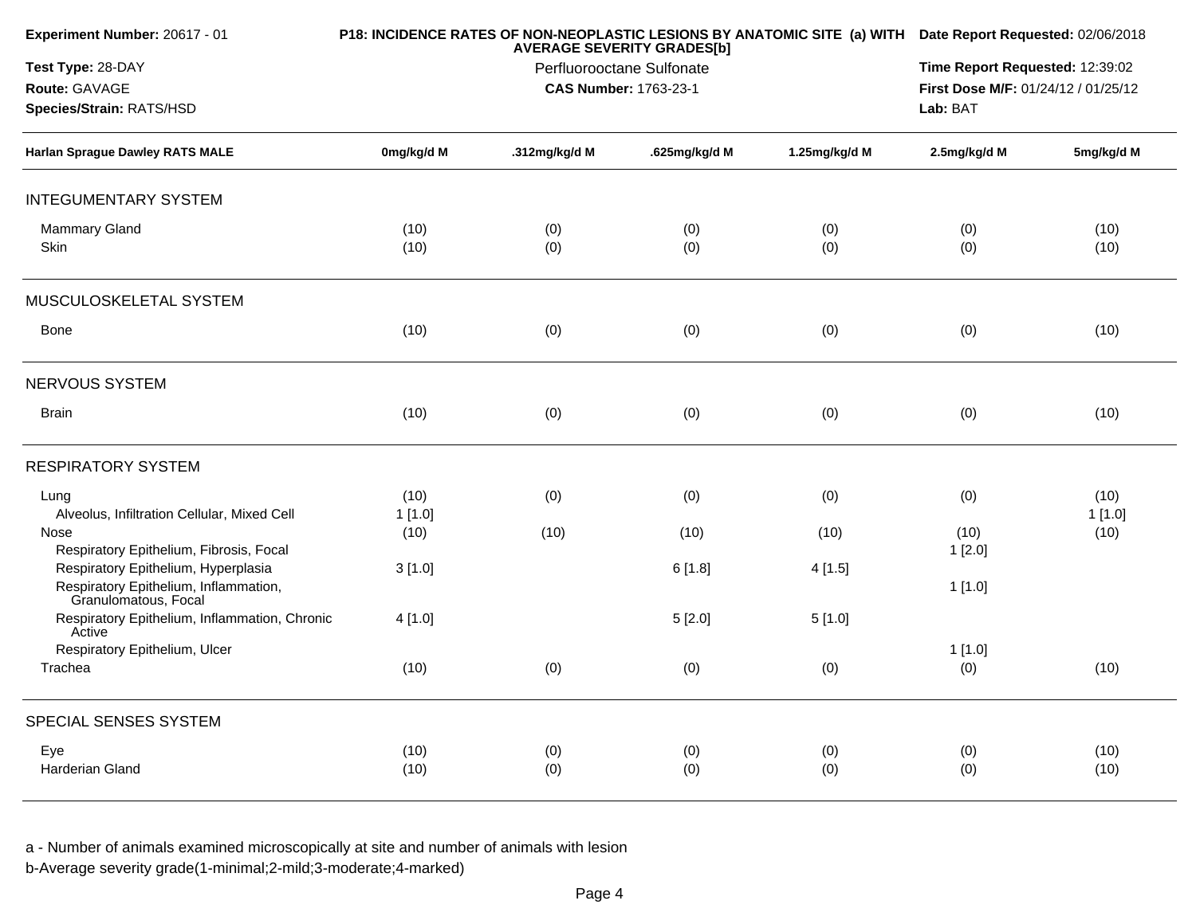**Experiment Number:** 20617 - 01
**Test Type:** 28-DAY
**Route:** GAVAGE
**Species/Strain:** RATS/HSD

**P18: INCIDENCE RATES OF NON-NEOPLASTIC LESIONS BY ANATOMIC SITE (a) WITH AVERAGE SEVERITY GRADES[b]**
Perfluorooctane Sulfonate
**CAS Number:** 1763-23-1

**Date Report Requested:** 02/06/2018
**Time Report Requested:** 12:39:02
**First Dose M/F:** 01/24/12 / 01/25/12
**Lab:** BAT

| Harlan Sprague Dawley RATS MALE | 0mg/kg/d M | .312mg/kg/d M | .625mg/kg/d M | 1.25mg/kg/d M | 2.5mg/kg/d M | 5mg/kg/d M |
|---|---|---|---|---|---|---|
| **INTEGUMENTARY SYSTEM** | | | | | | |
| Mammary Gland | (10) | (0) | (0) | (0) | (0) | (10) |
| Skin | (10) | (0) | (0) | (0) | (0) | (10) |
| **MUSCULOSKELETAL SYSTEM** | | | | | | |
| Bone | (10) | (0) | (0) | (0) | (0) | (10) |
| **NERVOUS SYSTEM** | | | | | | |
| Brain | (10) | (0) | (0) | (0) | (0) | (10) |
| **RESPIRATORY SYSTEM** | | | | | | |
| Lung | (10) | (0) | (0) | (0) | (0) | (10) |
| Alveolus, Infiltration Cellular, Mixed Cell | 1 [1.0] | | | | | 1 [1.0] |
| Nose | (10) | (10) | (10) | (10) | (10) | (10) |
| Respiratory Epithelium, Fibrosis, Focal | | | | | 1 [2.0] | |
| Respiratory Epithelium, Hyperplasia | 3 [1.0] | | 6 [1.8] | 4 [1.5] | | |
| Respiratory Epithelium, Inflammation, Granulomatous, Focal | | | | | 1 [1.0] | |
| Respiratory Epithelium, Inflammation, Chronic Active | 4 [1.0] | | 5 [2.0] | 5 [1.0] | | |
| Respiratory Epithelium, Ulcer | | | | | 1 [1.0] | |
| Trachea | (10) | (0) | (0) | (0) | (0) | (10) |
| **SPECIAL SENSES SYSTEM** | | | | | | |
| Eye | (10) | (0) | (0) | (0) | (0) | (10) |
| Harderian Gland | (10) | (0) | (0) | (0) | (0) | (10) |

a - Number of animals examined microscopically at site and number of animals with lesion
b-Average severity grade(1-minimal;2-mild;3-moderate;4-marked)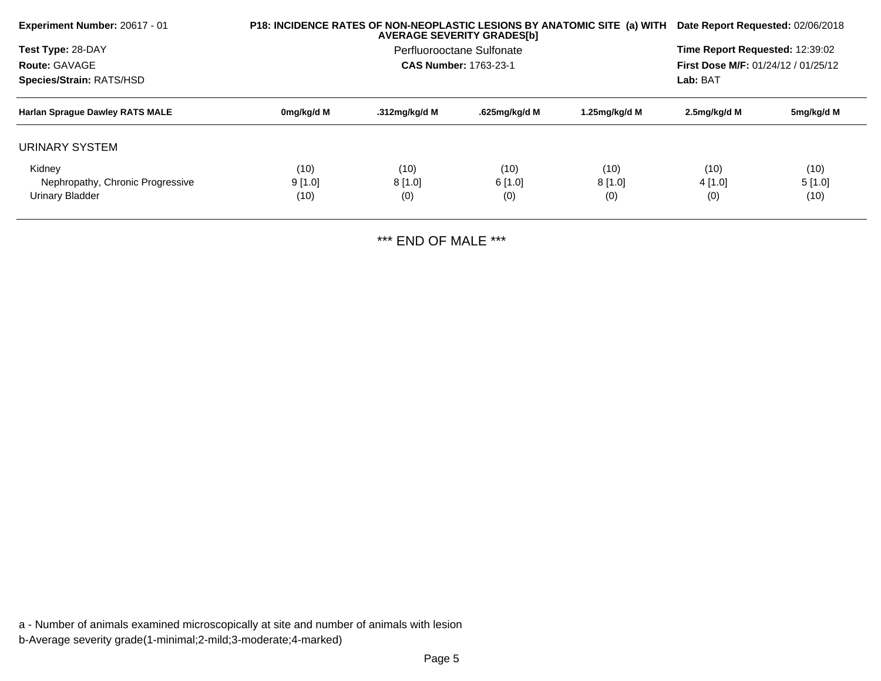**Experiment Number:** 20617 - 01
**Test Type:** 28-DAY
**Route:** GAVAGE
**Species/Strain:** RATS/HSD

**P18: INCIDENCE RATES OF NON-NEOPLASTIC LESIONS BY ANATOMIC SITE (a) WITH AVERAGE SEVERITY GRADES[b]**
Perfluorooctane Sulfonate
**CAS Number:** 1763-23-1

**Date Report Requested:** 02/06/2018
**Time Report Requested:** 12:39:02
**First Dose M/F:** 01/24/12 / 01/25/12
**Lab:** BAT

| Harlan Sprague Dawley RATS MALE | 0mg/kg/d M | .312mg/kg/d M | .625mg/kg/d M | 1.25mg/kg/d M | 2.5mg/kg/d M | 5mg/kg/d M |
|---|---|---|---|---|---|---|
| URINARY SYSTEM | | | | | | |
| Kidney | (10) | (10) | (10) | (10) | (10) | (10) |
| Nephropathy, Chronic Progressive | 9 [1.0] | 8 [1.0] | 6 [1.0] | 8 [1.0] | 4 [1.0] | 5 [1.0] |
| Urinary Bladder | (10) | (0) | (0) | (0) | (0) | (10) |

*** END OF MALE ***

a - Number of animals examined microscopically at site and number of animals with lesion
b-Average severity grade(1-minimal;2-mild;3-moderate;4-marked)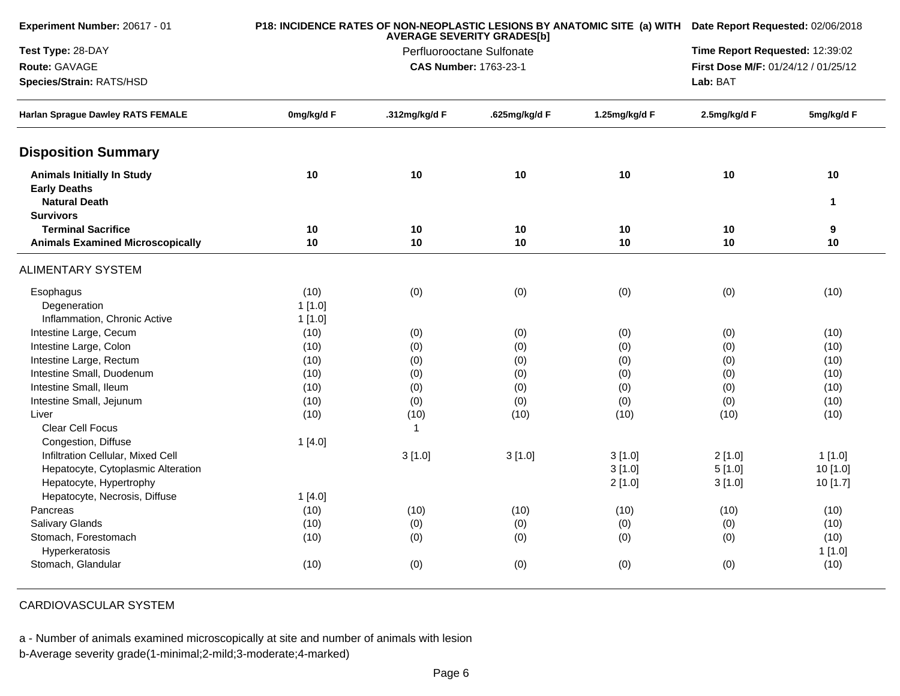**Experiment Number:** 20617 - 01

**Test Type:** 28-DAY

**Route:** GAVAGE

**Species/Strain:** RATS/HSD

**P18: INCIDENCE RATES OF NON-NEOPLASTIC LESIONS BY ANATOMIC SITE (a) WITH AVERAGE SEVERITY GRADES[b]**

Perfluorooctane Sulfonate

**CAS Number:** 1763-23-1

**Date Report Requested:** 02/06/2018

**Time Report Requested:** 12:39:02

**First Dose M/F:** 01/24/12 / 01/25/12

**Lab:** BAT

| Harlan Sprague Dawley RATS FEMALE | 0mg/kg/d F | .312mg/kg/d F | .625mg/kg/d F | 1.25mg/kg/d F | 2.5mg/kg/d F | 5mg/kg/d F |
|---|---|---|---|---|---|---|
| **Disposition Summary** | | | | | | |
| **Animals Initially In Study** | **10** | **10** | **10** | **10** | **10** | **10** |
| **Early Deaths** | | | | | | |
| **Natural Death** | | | | | | **1** |
| **Survivors** | | | | | | |
| **Terminal Sacrifice** | **10** | **10** | **10** | **10** | **10** | **9** |
| **Animals Examined Microscopically** | **10** | **10** | **10** | **10** | **10** | **10** |
| ALIMENTARY SYSTEM | | | | | | |
| Esophagus | (10) | (0) | (0) | (0) | (0) | (10) |
| Degeneration | 1 [1.0] | | | | | |
| Inflammation, Chronic Active | 1 [1.0] | | | | | |
| Intestine Large, Cecum | (10) | (0) | (0) | (0) | (0) | (10) |
| Intestine Large, Colon | (10) | (0) | (0) | (0) | (0) | (10) |
| Intestine Large, Rectum | (10) | (0) | (0) | (0) | (0) | (10) |
| Intestine Small, Duodenum | (10) | (0) | (0) | (0) | (0) | (10) |
| Intestine Small, Ileum | (10) | (0) | (0) | (0) | (0) | (10) |
| Intestine Small, Jejunum | (10) | (0) | (0) | (0) | (0) | (10) |
| Liver | (10) | (10) | (10) | (10) | (10) | (10) |
| Clear Cell Focus | | 1 | | | | |
| Congestion, Diffuse | 1 [4.0] | | | | | |
| Infiltration Cellular, Mixed Cell | | 3 [1.0] | 3 [1.0] | 3 [1.0] | 2 [1.0] | 1 [1.0] |
| Hepatocyte, Cytoplasmic Alteration | | | | 3 [1.0] | 5 [1.0] | 10 [1.0] |
| Hepatocyte, Hypertrophy | | | | 2 [1.0] | 3 [1.0] | 10 [1.7] |
| Hepatocyte, Necrosis, Diffuse | 1 [4.0] | | | | | |
| Pancreas | (10) | (10) | (10) | (10) | (10) | (10) |
| Salivary Glands | (10) | (0) | (0) | (0) | (0) | (10) |
| Stomach, Forestomach | (10) | (0) | (0) | (0) | (0) | (10) |
| Hyperkeratosis | | | | | | 1 [1.0] |
| Stomach, Glandular | (10) | (0) | (0) | (0) | (0) | (10) |

CARDIOVASCULAR SYSTEM

a - Number of animals examined microscopically at site and number of animals with lesion

b-Average severity grade(1-minimal;2-mild;3-moderate;4-marked)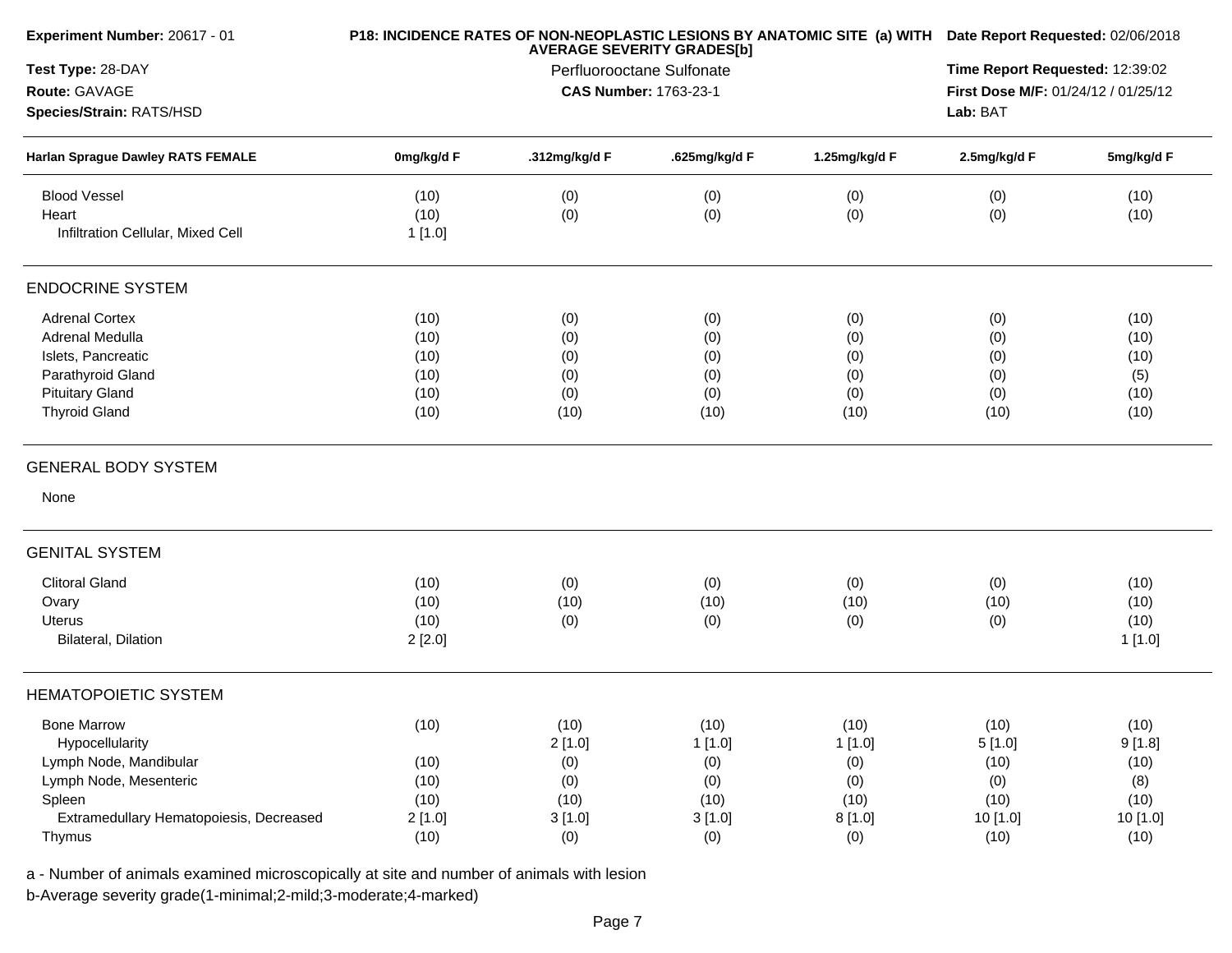**Experiment Number:** 20617 - 01

**Test Type:** 28-DAY

**Route:** GAVAGE

**Species/Strain:** RATS/HSD

**P18: INCIDENCE RATES OF NON-NEOPLASTIC LESIONS BY ANATOMIC SITE (a) WITH AVERAGE SEVERITY GRADES[b]**

Perfluorooctane Sulfonate

**CAS Number:** 1763-23-1

**Date Report Requested:** 02/06/2018

**Time Report Requested:** 12:39:02

**First Dose M/F:** 01/24/12 / 01/25/12

**Lab:** BAT

| Harlan Sprague Dawley RATS FEMALE | 0mg/kg/d F | .312mg/kg/d F | .625mg/kg/d F | 1.25mg/kg/d F | 2.5mg/kg/d F | 5mg/kg/d F |
|---|---|---|---|---|---|---|
| Blood Vessel | (10) | (0) | (0) | (0) | (0) | (10) |
| Heart | (10) | (0) | (0) | (0) | (0) | (10) |
| Infiltration Cellular, Mixed Cell | 1 [1.0] | | | | | |
| **ENDOCRINE SYSTEM** | | | | | | |
| Adrenal Cortex | (10) | (0) | (0) | (0) | (0) | (10) |
| Adrenal Medulla | (10) | (0) | (0) | (0) | (0) | (10) |
| Islets, Pancreatic | (10) | (0) | (0) | (0) | (0) | (10) |
| Parathyroid Gland | (10) | (0) | (0) | (0) | (0) | (5) |
| Pituitary Gland | (10) | (0) | (0) | (0) | (0) | (10) |
| Thyroid Gland | (10) | (10) | (10) | (10) | (10) | (10) |
| **GENERAL BODY SYSTEM** | | | | | | |
| None | | | | | | |
| **GENITAL SYSTEM** | | | | | | |
| Clitoral Gland | (10) | (0) | (0) | (0) | (0) | (10) |
| Ovary | (10) | (10) | (10) | (10) | (10) | (10) |
| Uterus | (10) | (0) | (0) | (0) | (0) | (10) |
| Bilateral, Dilation | 2 [2.0] | | | | | 1 [1.0] |
| **HEMATOPOIETIC SYSTEM** | | | | | | |
| Bone Marrow | (10) | (10) | (10) | (10) | (10) | (10) |
| Hypocellularity | | 2 [1.0] | 1 [1.0] | 1 [1.0] | 5 [1.0] | 9 [1.8] |
| Lymph Node, Mandibular | (10) | (0) | (0) | (0) | (10) | (10) |
| Lymph Node, Mesenteric | (10) | (0) | (0) | (0) | (0) | (8) |
| Spleen | (10) | (10) | (10) | (10) | (10) | (10) |
| Extramedullary Hematopoiesis, Decreased | 2 [1.0] | 3 [1.0] | 3 [1.0] | 8 [1.0] | 10 [1.0] | 10 [1.0] |
| Thymus | (10) | (0) | (0) | (0) | (10) | (10) |

a - Number of animals examined microscopically at site and number of animals with lesion

b-Average severity grade(1-minimal;2-mild;3-moderate;4-marked)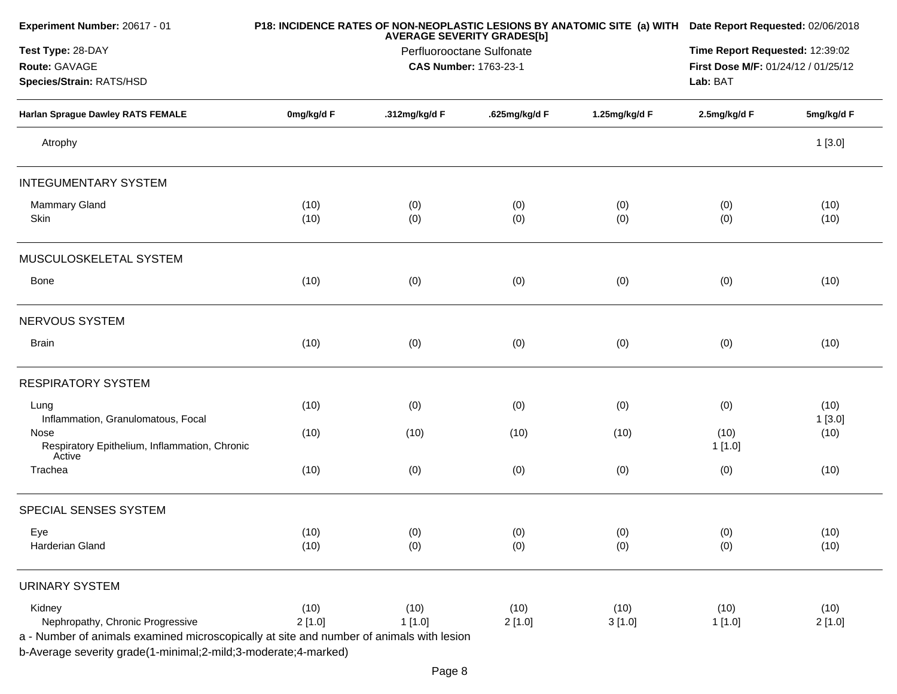**Experiment Number:** 20617 - 01

**Test Type:** 28-DAY

**Route:** GAVAGE

**Species/Strain:** RATS/HSD

**P18: INCIDENCE RATES OF NON-NEOPLASTIC LESIONS BY ANATOMIC SITE (a) WITH AVERAGE SEVERITY GRADES[b]**

Perfluorooctane Sulfonate

**CAS Number:** 1763-23-1

**Date Report Requested:** 02/06/2018

**Time Report Requested:** 12:39:02

**First Dose M/F:** 01/24/12 / 01/25/12

**Lab:** BAT

| Harlan Sprague Dawley RATS FEMALE | 0mg/kg/d F | .312mg/kg/d F | .625mg/kg/d F | 1.25mg/kg/d F | 2.5mg/kg/d F | 5mg/kg/d F |
|---|---|---|---|---|---|---|
| Atrophy | | | | | | 1 [3.0] |
| **INTEGUMENTARY SYSTEM** | | | | | | |
| Mammary Gland | (10) | (0) | (0) | (0) | (0) | (10) |
| Skin | (10) | (0) | (0) | (0) | (0) | (10) |
| **MUSCULOSKELETAL SYSTEM** | | | | | | |
| Bone | (10) | (0) | (0) | (0) | (0) | (10) |
| **NERVOUS SYSTEM** | | | | | | |
| Brain | (10) | (0) | (0) | (0) | (0) | (10) |
| **RESPIRATORY SYSTEM** | | | | | | |
| Lung | (10) | (0) | (0) | (0) | (0) | (10) |
| Inflammation, Granulomatous, Focal | | | | | | 1 [3.0] |
| Nose | (10) | (10) | (10) | (10) | (10) | (10) |
| Respiratory Epithelium, Inflammation, Chronic Active | | | | | 1 [1.0] | |
| Trachea | (10) | (0) | (0) | (0) | (0) | (10) |
| **SPECIAL SENSES SYSTEM** | | | | | | |
| Eye | (10) | (0) | (0) | (0) | (0) | (10) |
| Harderian Gland | (10) | (0) | (0) | (0) | (0) | (10) |
| **URINARY SYSTEM** | | | | | | |
| Kidney | (10) | (10) | (10) | (10) | (10) | (10) |
| Nephropathy, Chronic Progressive | 2 [1.0] | 1 [1.0] | 2 [1.0] | 3 [1.0] | 1 [1.0] | 2 [1.0] |

a - Number of animals examined microscopically at site and number of animals with lesion

b-Average severity grade(1-minimal;2-mild;3-moderate;4-marked)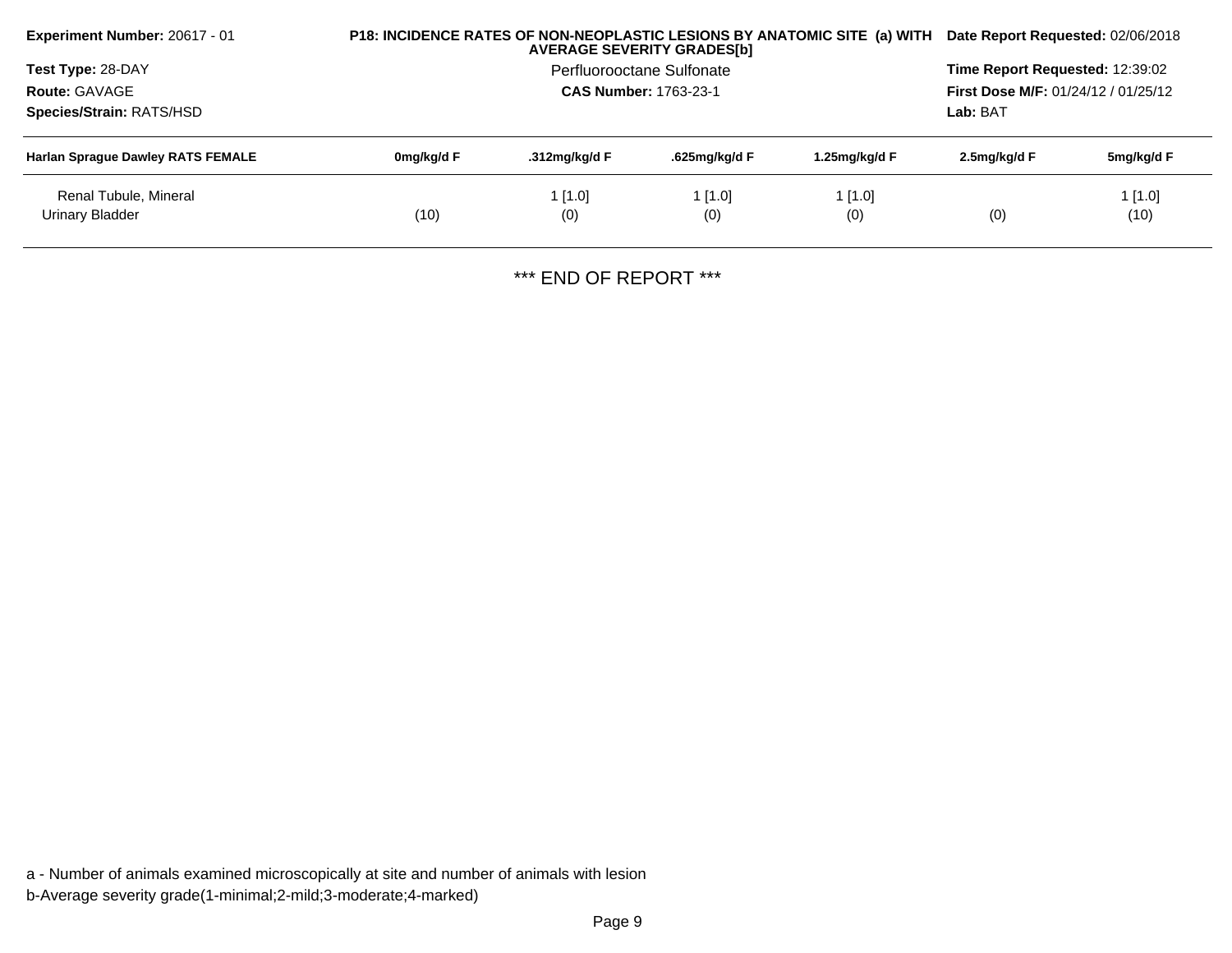**Experiment Number:** 20617 - 01

**Test Type:** 28-DAY

**Route:** GAVAGE

**Species/Strain:** RATS/HSD

**P18: INCIDENCE RATES OF NON-NEOPLASTIC LESIONS BY ANATOMIC SITE (a) WITH AVERAGE SEVERITY GRADES[b]**

Perfluorooctane Sulfonate

**CAS Number:** 1763-23-1

**Date Report Requested:** 02/06/2018

**Time Report Requested:** 12:39:02

**First Dose M/F:** 01/24/12 / 01/25/12

**Lab:** BAT

| Harlan Sprague Dawley RATS FEMALE | 0mg/kg/d F | .312mg/kg/d F | .625mg/kg/d F | 1.25mg/kg/d F | 2.5mg/kg/d F | 5mg/kg/d F |
|---|---|---|---|---|---|---|
| Renal Tubule, Mineral | | 1 [1.0] | 1 [1.0] | 1 [1.0] | | 1 [1.0] |
| Urinary Bladder | (10) | (0) | (0) | (0) | (0) | (10) |

*** END OF REPORT ***

a - Number of animals examined microscopically at site and number of animals with lesion

b-Average severity grade(1-minimal;2-mild;3-moderate;4-marked)